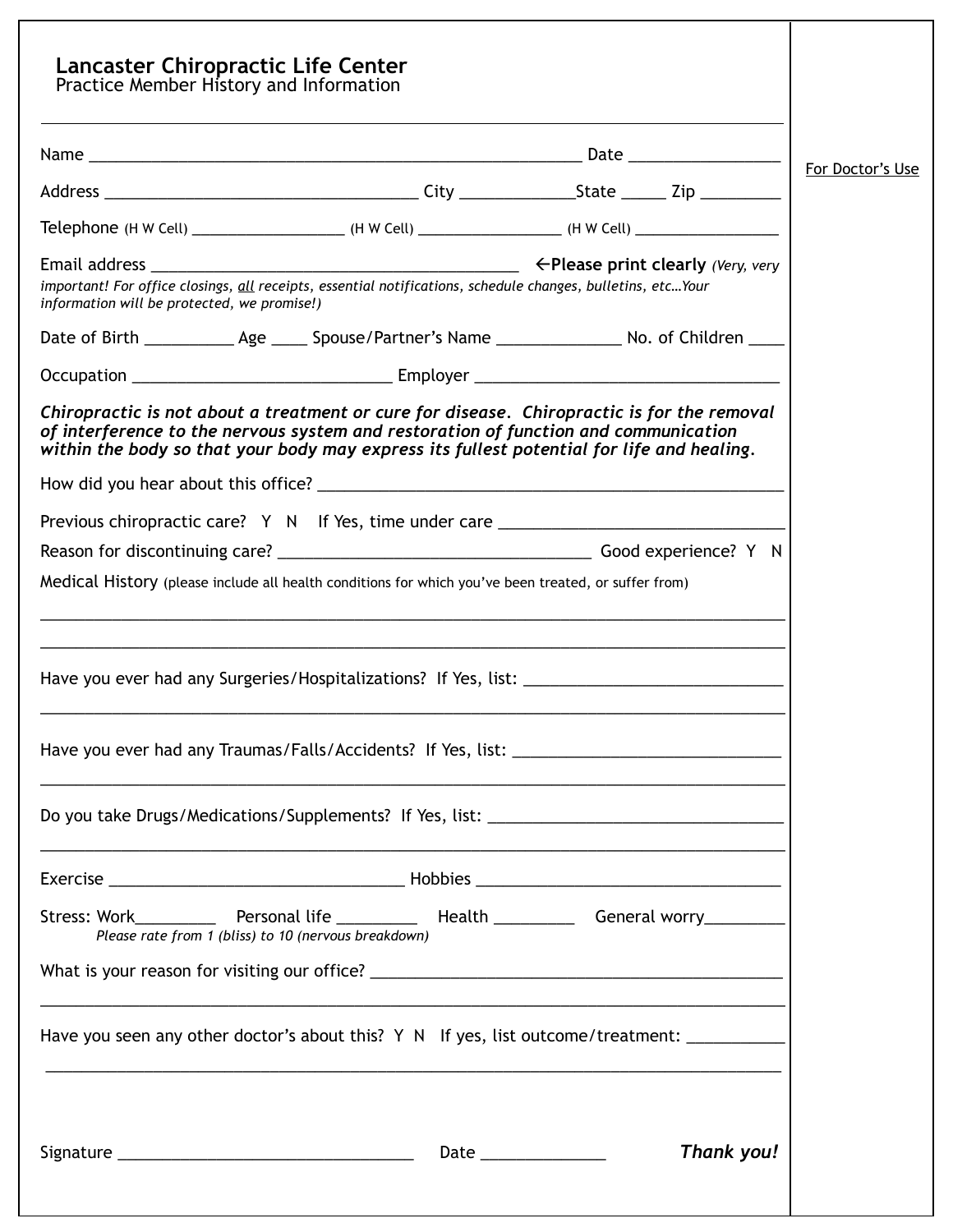# Lancaster Chiropractic Life Center

Practice Member History and Information

For Doctor's Use

Name ___________________________________________________________ Date _________________

Address ____________________________________ City _____________State _____ Zip _________

Telephone (H W Cell) __________________ (H W Cell) _________________ (H W Cell) _________________

Email address ___________________________________________ ←**Please print clearly** *(Very, very important! For office closings, all receipts, essential notifications, schedule changes, bulletins, etc…Your information will be protected, we promise!)*

Date of Birth __________ Age ____ Spouse/Partner's Name ______________ No. of Children ____

Occupation ______________________________ Employer ___________________________________

***Chiropractic is not about a treatment or cure for disease. Chiropractic is for the removal of interference to the nervous system and restoration of function and communication within the body so that your body may express its fullest potential for life and healing.***

How did you hear about this office? _____________________________________________________

Previous chiropractic care? Y N If Yes, time under care ________________________________

Reason for discontinuing care? ____________________________________ Good experience? Y N

Medical History (please include all health conditions for which you've been treated, or suffer from)

_____________________________________________________________________________________

_____________________________________________________________________________________

Have you ever had any Surgeries/Hospitalizations? If Yes, list: _____________________________

_____________________________________________________________________________________

Have you ever had any Traumas/Falls/Accidents? If Yes, list: ______________________________

_____________________________________________________________________________________

Do you take Drugs/Medications/Supplements? If Yes, list: _________________________________

_____________________________________________________________________________________

Exercise __________________________________ Hobbies ___________________________________

Stress: Work_________ Personal life _________ Health _________ General worry_________

*Please rate from 1 (bliss) to 10 (nervous breakdown)*

What is your reason for visiting our office? _____________________________________________

_____________________________________________________________________________________

Have you seen any other doctor's about this? Y N If yes, list outcome/treatment: ___________

_____________________________________________________________________________________

Signature __________________________________ Date ______________ ***Thank you!***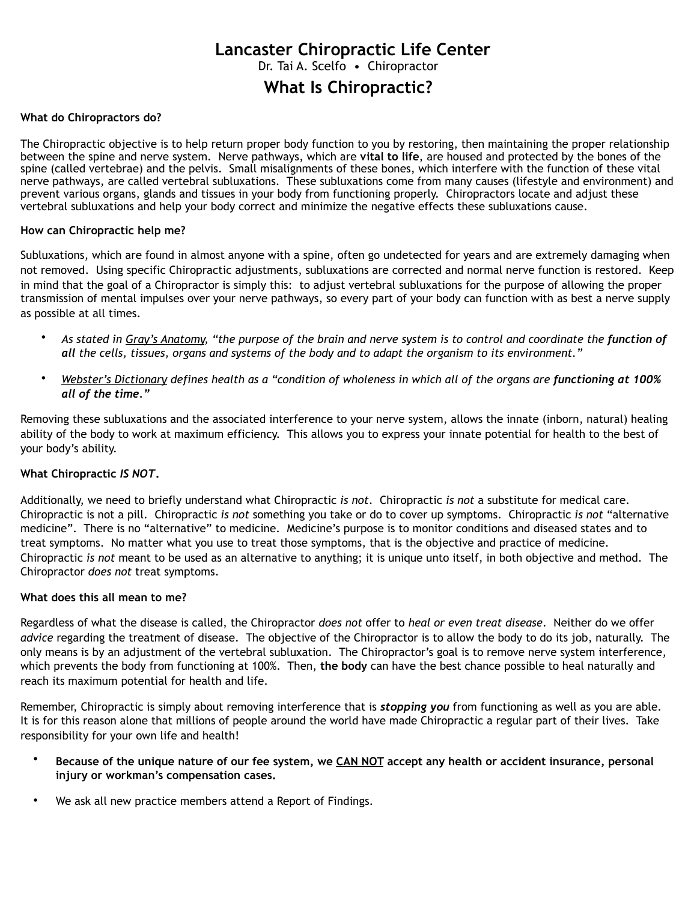# Lancaster Chiropractic Life Center

Dr. Tai A. Scelfo • Chiropractor

## What Is Chiropractic?

**What do Chiropractors do?**

The Chiropractic objective is to help return proper body function to you by restoring, then maintaining the proper relationship between the spine and nerve system. Nerve pathways, which are **vital to life**, are housed and protected by the bones of the spine (called vertebrae) and the pelvis. Small misalignments of these bones, which interfere with the function of these vital nerve pathways, are called vertebral subluxations. These subluxations come from many causes (lifestyle and environment) and prevent various organs, glands and tissues in your body from functioning properly. Chiropractors locate and adjust these vertebral subluxations and help your body correct and minimize the negative effects these subluxations cause.

**How can Chiropractic help me?**

Subluxations, which are found in almost anyone with a spine, often go undetected for years and are extremely damaging when not removed. Using specific Chiropractic adjustments, subluxations are corrected and normal nerve function is restored. Keep in mind that the goal of a Chiropractor is simply this: to adjust vertebral subluxations for the purpose of allowing the proper transmission of mental impulses over your nerve pathways, so every part of your body can function with as best a nerve supply as possible at all times.

- *As stated in Gray's Anatomy, "the purpose of the brain and nerve system is to control and coordinate the **function of all** the cells, tissues, organs and systems of the body and to adapt the organism to its environment."*
- *Webster's Dictionary defines health as a "condition of wholeness in which all of the organs are **functioning at 100% all of the time**."*

Removing these subluxations and the associated interference to your nerve system, allows the innate (inborn, natural) healing ability of the body to work at maximum efficiency. This allows you to express your innate potential for health to the best of your body's ability.

**What Chiropractic *IS NOT*.**

Additionally, we need to briefly understand what Chiropractic *is not*. Chiropractic *is not* a substitute for medical care. Chiropractic is not a pill. Chiropractic *is not* something you take or do to cover up symptoms. Chiropractic *is not* "alternative medicine". There is no "alternative" to medicine. Medicine's purpose is to monitor conditions and diseased states and to treat symptoms. No matter what you use to treat those symptoms, that is the objective and practice of medicine. Chiropractic *is not* meant to be used as an alternative to anything; it is unique unto itself, in both objective and method. The Chiropractor *does not* treat symptoms.

**What does this all mean to me?**

Regardless of what the disease is called, the Chiropractor *does not* offer to *heal or even treat disease*. Neither do we offer *advice* regarding the treatment of disease. The objective of the Chiropractor is to allow the body to do its job, naturally. The only means is by an adjustment of the vertebral subluxation. The Chiropractor's goal is to remove nerve system interference, which prevents the body from functioning at 100%. Then, **the body** can have the best chance possible to heal naturally and reach its maximum potential for health and life.

Remember, Chiropractic is simply about removing interference that is ***stopping you*** from functioning as well as you are able. It is for this reason alone that millions of people around the world have made Chiropractic a regular part of their lives. Take responsibility for your own life and health!

- **Because of the unique nature of our fee system, we CAN NOT accept any health or accident insurance, personal injury or workman's compensation cases.**
- We ask all new practice members attend a Report of Findings.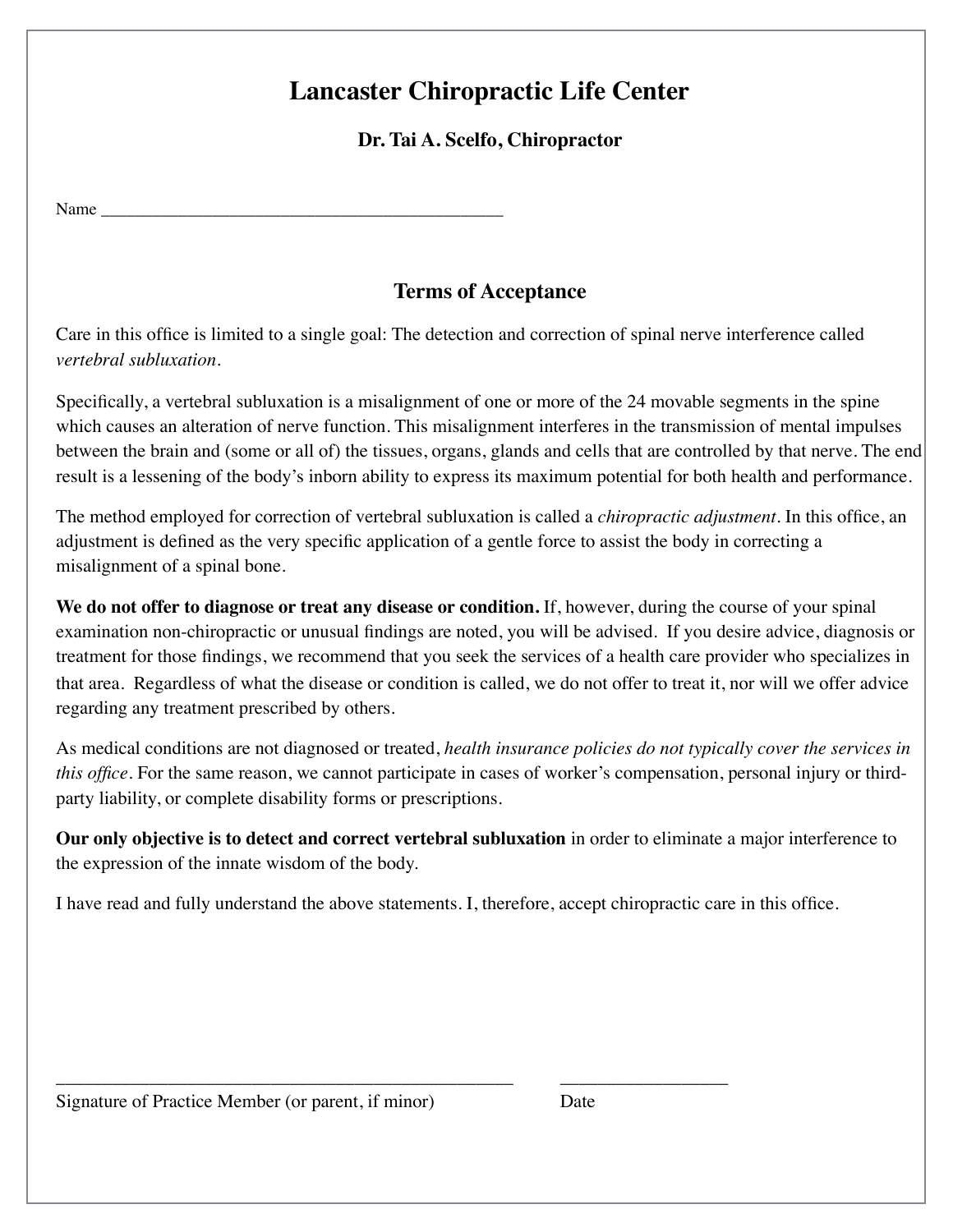# Lancaster Chiropractic Life Center

### Dr. Tai A. Scelfo, Chiropractor

Name ______________________________________________

## Terms of Acceptance

Care in this office is limited to a single goal: The detection and correction of spinal nerve interference called *vertebral subluxation*.

Specifically, a vertebral subluxation is a misalignment of one or more of the 24 movable segments in the spine which causes an alteration of nerve function. This misalignment interferes in the transmission of mental impulses between the brain and (some or all of) the tissues, organs, glands and cells that are controlled by that nerve. The end result is a lessening of the body's inborn ability to express its maximum potential for both health and performance.

The method employed for correction of vertebral subluxation is called a *chiropractic adjustment*. In this office, an adjustment is defined as the very specific application of a gentle force to assist the body in correcting a misalignment of a spinal bone.

**We do not offer to diagnose or treat any disease or condition.** If, however, during the course of your spinal examination non-chiropractic or unusual findings are noted, you will be advised. If you desire advice, diagnosis or treatment for those findings, we recommend that you seek the services of a health care provider who specializes in that area. Regardless of what the disease or condition is called, we do not offer to treat it, nor will we offer advice regarding any treatment prescribed by others.

As medical conditions are not diagnosed or treated, *health insurance policies do not typically cover the services in this office*. For the same reason, we cannot participate in cases of worker's compensation, personal injury or third-party liability, or complete disability forms or prescriptions.

**Our only objective is to detect and correct vertebral subluxation** in order to eliminate a major interference to the expression of the innate wisdom of the body.

I have read and fully understand the above statements. I, therefore, accept chiropractic care in this office.

__________________________________________________ __________________

Signature of Practice Member (or parent, if minor) Date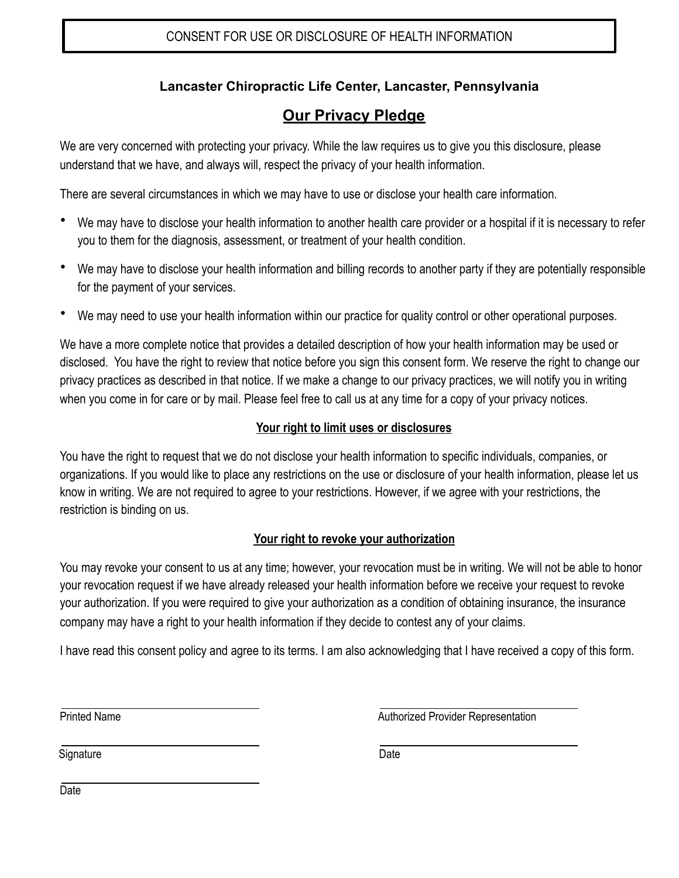# CONSENT FOR USE OR DISCLOSURE OF HEALTH INFORMATION

**Lancaster Chiropractic Life Center, Lancaster, Pennsylvania**

## Our Privacy Pledge

We are very concerned with protecting your privacy. While the law requires us to give you this disclosure, please understand that we have, and always will, respect the privacy of your health information.

There are several circumstances in which we may have to use or disclose your health care information.

- We may have to disclose your health information to another health care provider or a hospital if it is necessary to refer you to them for the diagnosis, assessment, or treatment of your health condition.
- We may have to disclose your health information and billing records to another party if they are potentially responsible for the payment of your services.
- We may need to use your health information within our practice for quality control or other operational purposes.

We have a more complete notice that provides a detailed description of how your health information may be used or disclosed. You have the right to review that notice before you sign this consent form. We reserve the right to change our privacy practices as described in that notice. If we make a change to our privacy practices, we will notify you in writing when you come in for care or by mail. Please feel free to call us at any time for a copy of your privacy notices.

### Your right to limit uses or disclosures

You have the right to request that we do not disclose your health information to specific individuals, companies, or organizations. If you would like to place any restrictions on the use or disclosure of your health information, please let us know in writing. We are not required to agree to your restrictions. However, if we agree with your restrictions, the restriction is binding on us.

### Your right to revoke your authorization

You may revoke your consent to us at any time; however, your revocation must be in writing. We will not be able to honor your revocation request if we have already released your health information before we receive your request to revoke your authorization. If you were required to give your authorization as a condition of obtaining insurance, the insurance company may have a right to your health information if they decide to contest any of your claims.

I have read this consent policy and agree to its terms. I am also acknowledging that I have received a copy of this form.

______________________________
Printed Name

______________________________
Signature

______________________________
Date

______________________________
Authorized Provider Representation

______________________________
Date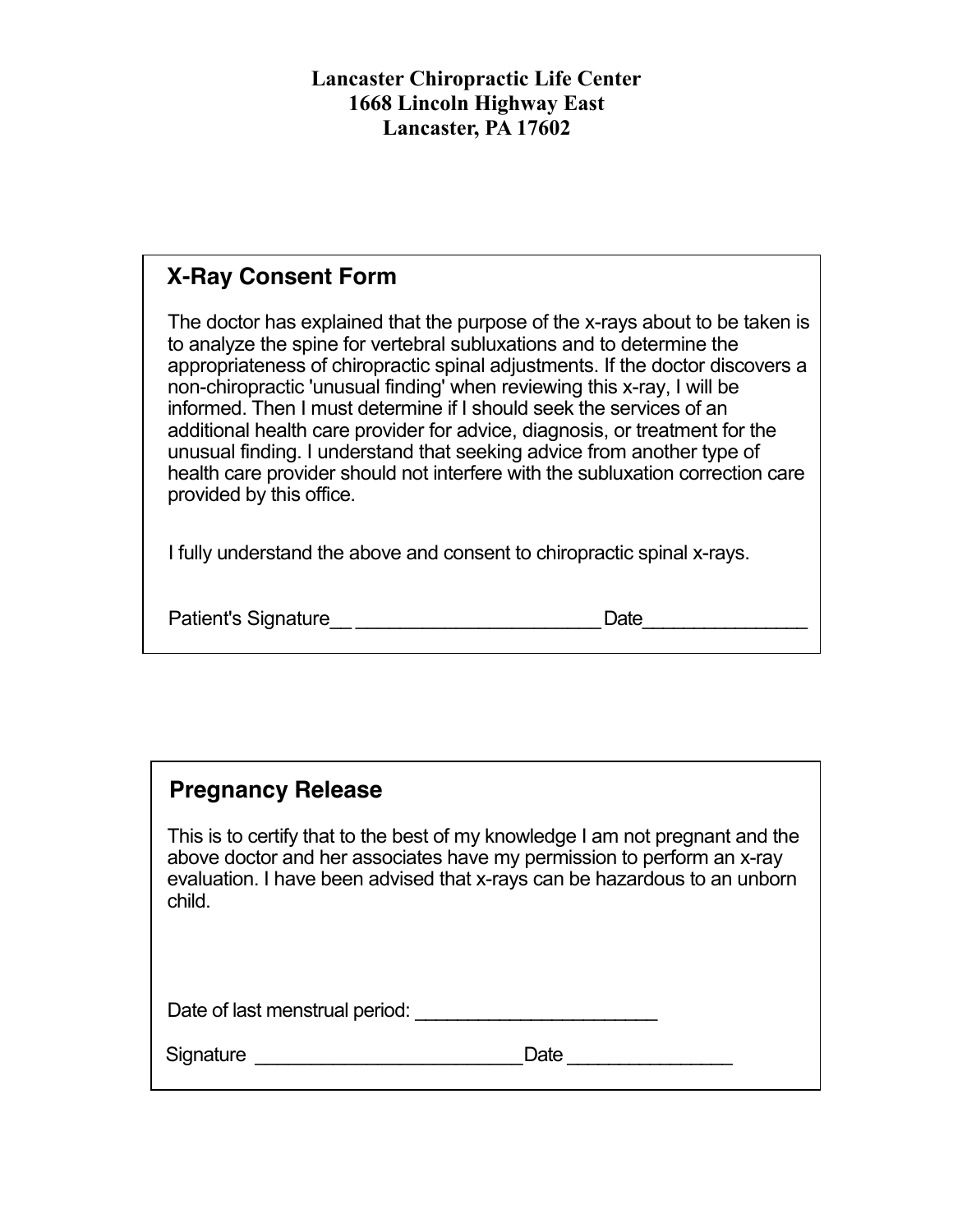**Lancaster Chiropractic Life Center**
**1668 Lincoln Highway East**
**Lancaster, PA 17602**

## X-Ray Consent Form

The doctor has explained that the purpose of the x-rays about to be taken is to analyze the spine for vertebral subluxations and to determine the appropriateness of chiropractic spinal adjustments. If the doctor discovers a non-chiropractic 'unusual finding' when reviewing this x-ray, I will be informed. Then I must determine if I should seek the services of an additional health care provider for advice, diagnosis, or treatment for the unusual finding. I understand that seeking advice from another type of health care provider should not interfere with the subluxation correction care provided by this office.

I fully understand the above and consent to chiropractic spinal x-rays.

Patient's Signature__ _______________________ Date_______________

## Pregnancy Release

This is to certify that to the best of my knowledge I am not pregnant and the above doctor and her associates have my permission to perform an x-ray evaluation. I have been advised that x-rays can be hazardous to an unborn child.

Date of last menstrual period: _______________________

Signature _________________________ Date ________________